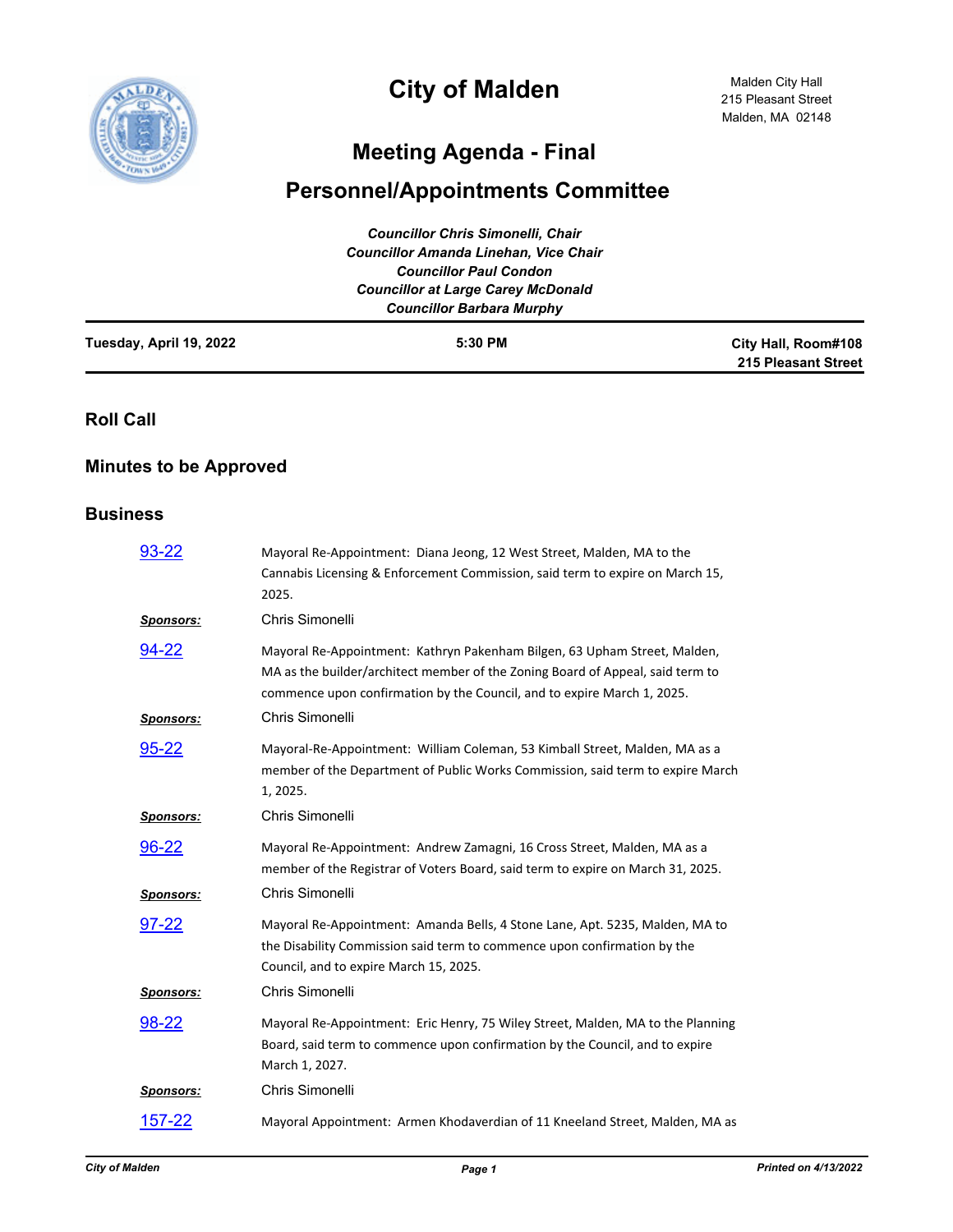# City of Malden

Malden City Hall
215 Pleasant Street
Malden, MA 02148

## Meeting Agenda - Final

## Personnel/Appointments Committee

*Councillor Chris Simonelli, Chair*
*Councillor Amanda Linehan, Vice Chair*
*Councillor Paul Condon*
*Councillor at Large Carey McDonald*
*Councillor Barbara Murphy*

**Tuesday, April 19, 2022** | **5:30 PM** | **City Hall, Room#108, 215 Pleasant Street**

## Roll Call

## Minutes to be Approved

## Business

**93-22**

Mayoral Re-Appointment: Diana Jeong, 12 West Street, Malden, MA to the Cannabis Licensing & Enforcement Commission, said term to expire on March 15, 2025.

***Sponsors:*** Chris Simonelli

**94-22**

Mayoral Re-Appointment: Kathryn Pakenham Bilgen, 63 Upham Street, Malden, MA as the builder/architect member of the Zoning Board of Appeal, said term to commence upon confirmation by the Council, and to expire March 1, 2025.

***Sponsors:*** Chris Simonelli

**95-22**

Mayoral-Re-Appointment: William Coleman, 53 Kimball Street, Malden, MA as a member of the Department of Public Works Commission, said term to expire March 1, 2025.

***Sponsors:*** Chris Simonelli

**96-22**

Mayoral Re-Appointment: Andrew Zamagni, 16 Cross Street, Malden, MA as a member of the Registrar of Voters Board, said term to expire on March 31, 2025.

***Sponsors:*** Chris Simonelli

**97-22**

Mayoral Re-Appointment: Amanda Bells, 4 Stone Lane, Apt. 5235, Malden, MA to the Disability Commission said term to commence upon confirmation by the Council, and to expire March 15, 2025.

***Sponsors:*** Chris Simonelli

**98-22**

Mayoral Re-Appointment: Eric Henry, 75 Wiley Street, Malden, MA to the Planning Board, said term to commence upon confirmation by the Council, and to expire March 1, 2027.

***Sponsors:*** Chris Simonelli

**157-22**

Mayoral Appointment: Armen Khodaverdian of 11 Kneeland Street, Malden, MA as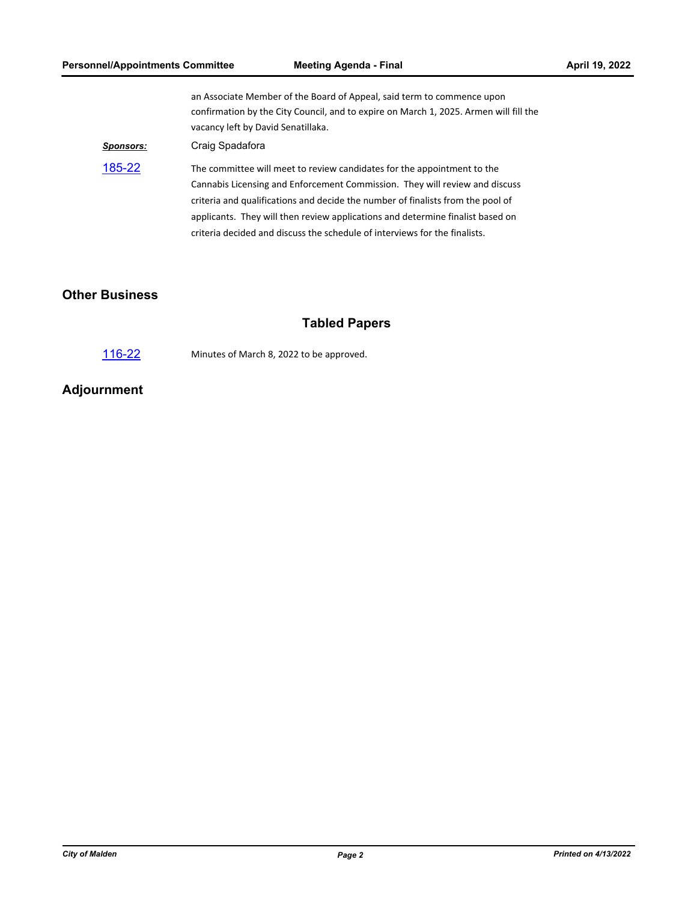an Associate Member of the Board of Appeal, said term to commence upon confirmation by the City Council, and to expire on March 1, 2025. Armen will fill the vacancy left by David Senatillaka.

***Sponsors:*** Craig Spadafora

[185-22](185-22) The committee will meet to review candidates for the appointment to the Cannabis Licensing and Enforcement Commission. They will review and discuss criteria and qualifications and decide the number of finalists from the pool of applicants. They will then review applications and determine finalist based on criteria decided and discuss the schedule of interviews for the finalists.

## Other Business

### Tabled Papers

[116-22](116-22) Minutes of March 8, 2022 to be approved.

## Adjournment